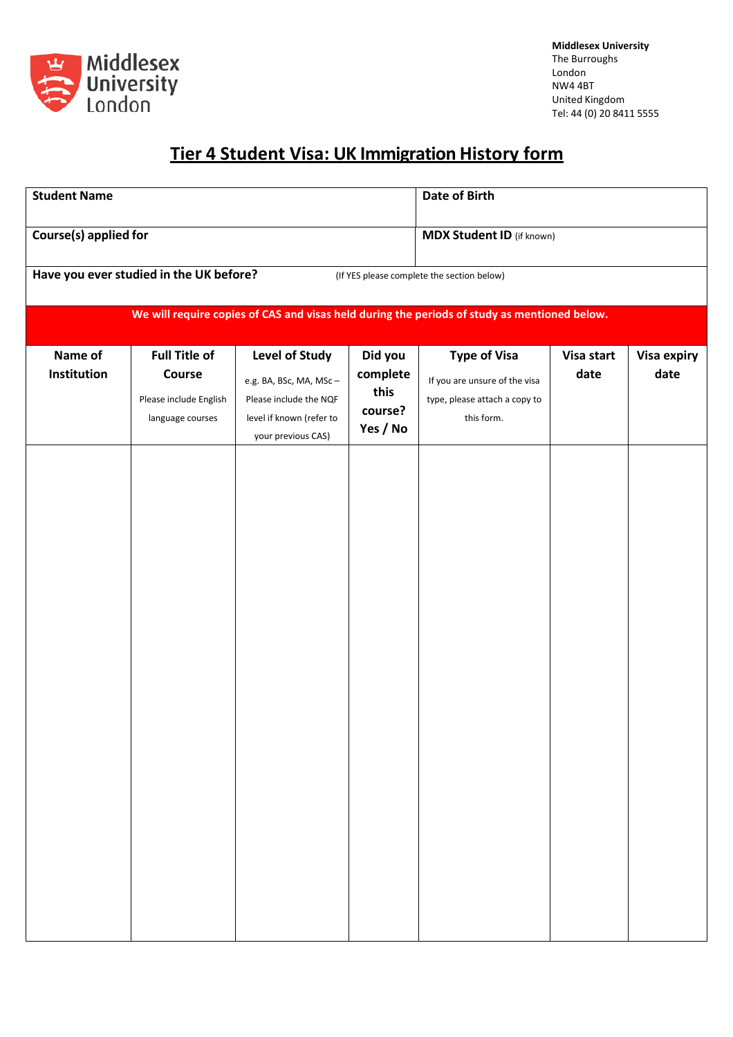Middlesex University London

**Middlesex University**
The Burroughs
London
NW4 4BT
United Kingdom
Tel: 44 (0) 20 8411 5555

# Tier 4 Student Visa: UK Immigration History form

| **Student Name** | **Date of Birth** |
|---|---|
| **Course(s) applied for** | **MDX Student ID** (if known) |
| **Have you ever studied in the UK before?** (If YES please complete the section below) | |

**We will require copies of CAS and visas held during the periods of study as mentioned below.**

| **Name of Institution** | **Full Title of Course** Please include English language courses | **Level of Study** e.g. BA, BSc, MA, MSc – Please include the NQF level if known (refer to your previous CAS) | **Did you complete this course? Yes / No** | **Type of Visa** If you are unsure of the visa type, please attach a copy to this form. | **Visa start date** | **Visa expiry date** |
|---|---|---|---|---|---|---|
| | | | | | | |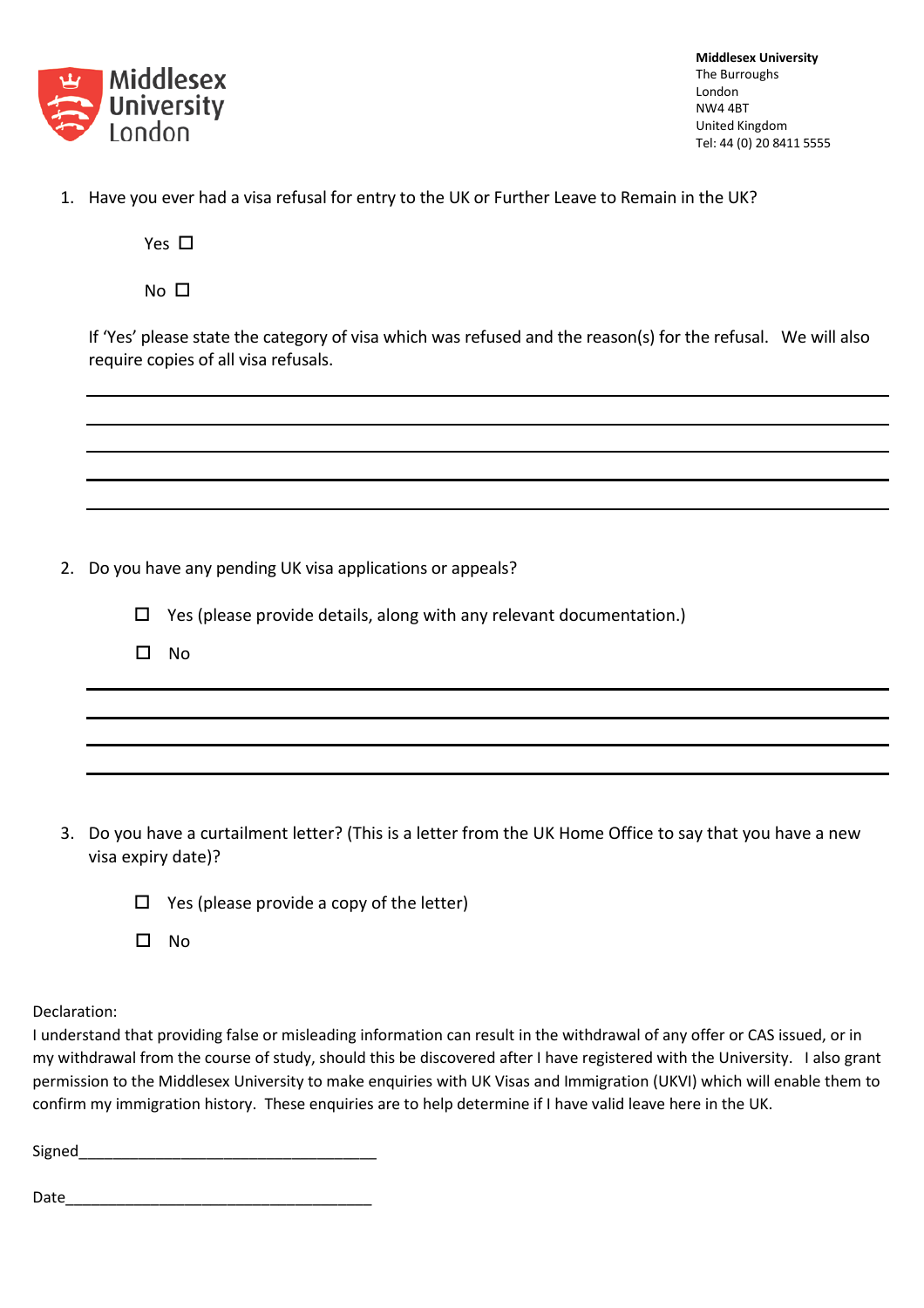**Middlesex University**
The Burroughs
London
NW4 4BT
United Kingdom
Tel: 44 (0) 20 8411 5555

1. Have you ever had a visa refusal for entry to the UK or Further Leave to Remain in the UK?

   Yes ☐

   No ☐

   If 'Yes' please state the category of visa which was refused and the reason(s) for the refusal. We will also require copies of all visa refusals.

   ______________________________________________________________________

   ______________________________________________________________________

   ______________________________________________________________________

   ______________________________________________________________________

   ______________________________________________________________________

2. Do you have any pending UK visa applications or appeals?

   ☐ Yes (please provide details, along with any relevant documentation.)

   ☐ No

   ______________________________________________________________________

   ______________________________________________________________________

   ______________________________________________________________________

   ______________________________________________________________________

3. Do you have a curtailment letter? (This is a letter from the UK Home Office to say that you have a new visa expiry date)?

   ☐ Yes (please provide a copy of the letter)

   ☐ No

Declaration:
I understand that providing false or misleading information can result in the withdrawal of any offer or CAS issued, or in my withdrawal from the course of study, should this be discovered after I have registered with the University. I also grant permission to the Middlesex University to make enquiries with UK Visas and Immigration (UKVI) which will enable them to confirm my immigration history. These enquiries are to help determine if I have valid leave here in the UK.

Signed___________________________________

Date____________________________________